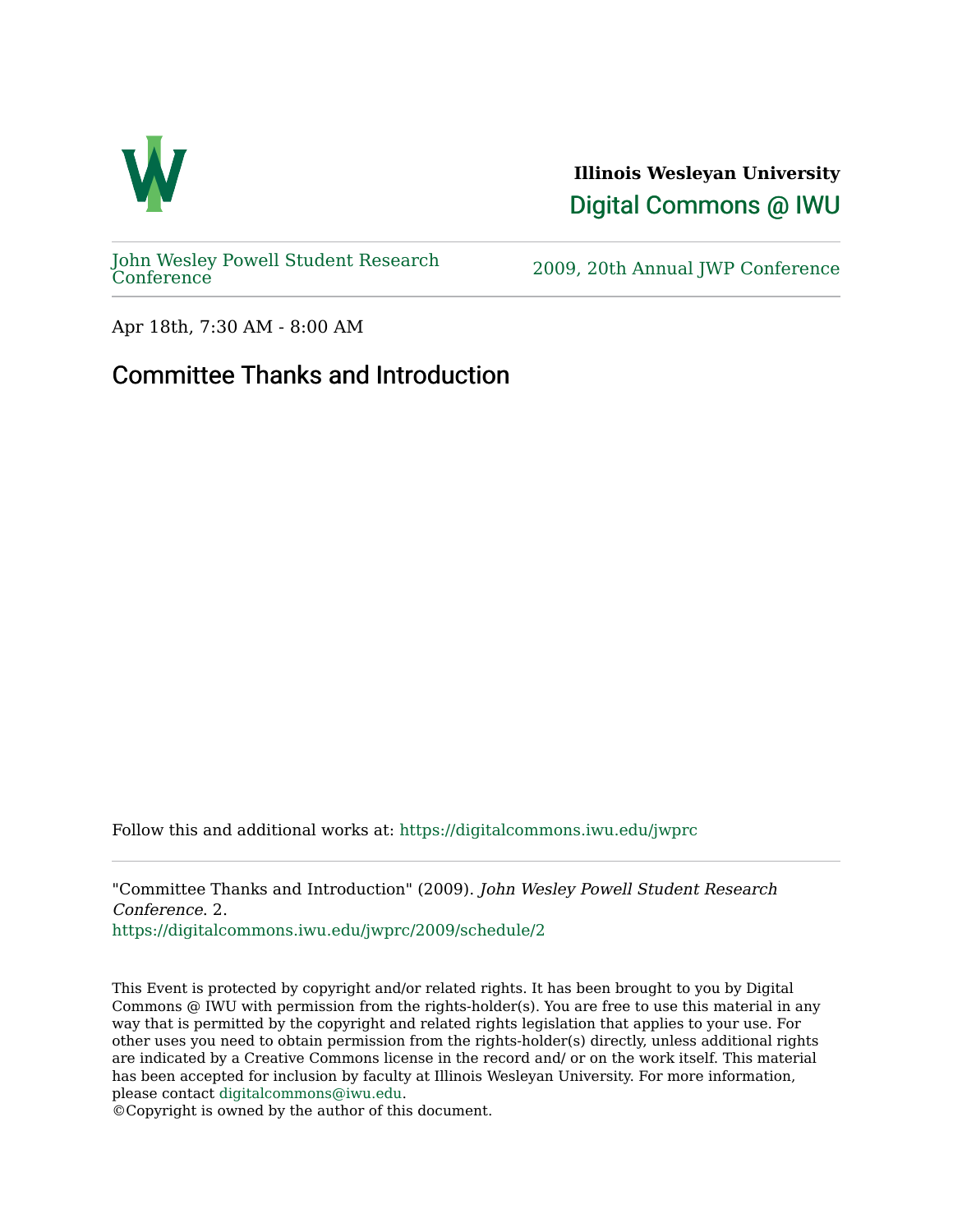**Illinois Wesleyan University**

Digital Commons @ IWU

John Wesley Powell Student Research Conference

2009, 20th Annual JWP Conference

Apr 18th, 7:30 AM - 8:00 AM

# Committee Thanks and Introduction

Follow this and additional works at: https://digitalcommons.iwu.edu/jwprc

"Committee Thanks and Introduction" (2009). *John Wesley Powell Student Research Conference*. 2.
https://digitalcommons.iwu.edu/jwprc/2009/schedule/2

This Event is protected by copyright and/or related rights. It has been brought to you by Digital Commons @ IWU with permission from the rights-holder(s). You are free to use this material in any way that is permitted by the copyright and related rights legislation that applies to your use. For other uses you need to obtain permission from the rights-holder(s) directly, unless additional rights are indicated by a Creative Commons license in the record and/ or on the work itself. This material has been accepted for inclusion by faculty at Illinois Wesleyan University. For more information, please contact digitalcommons@iwu.edu.
©Copyright is owned by the author of this document.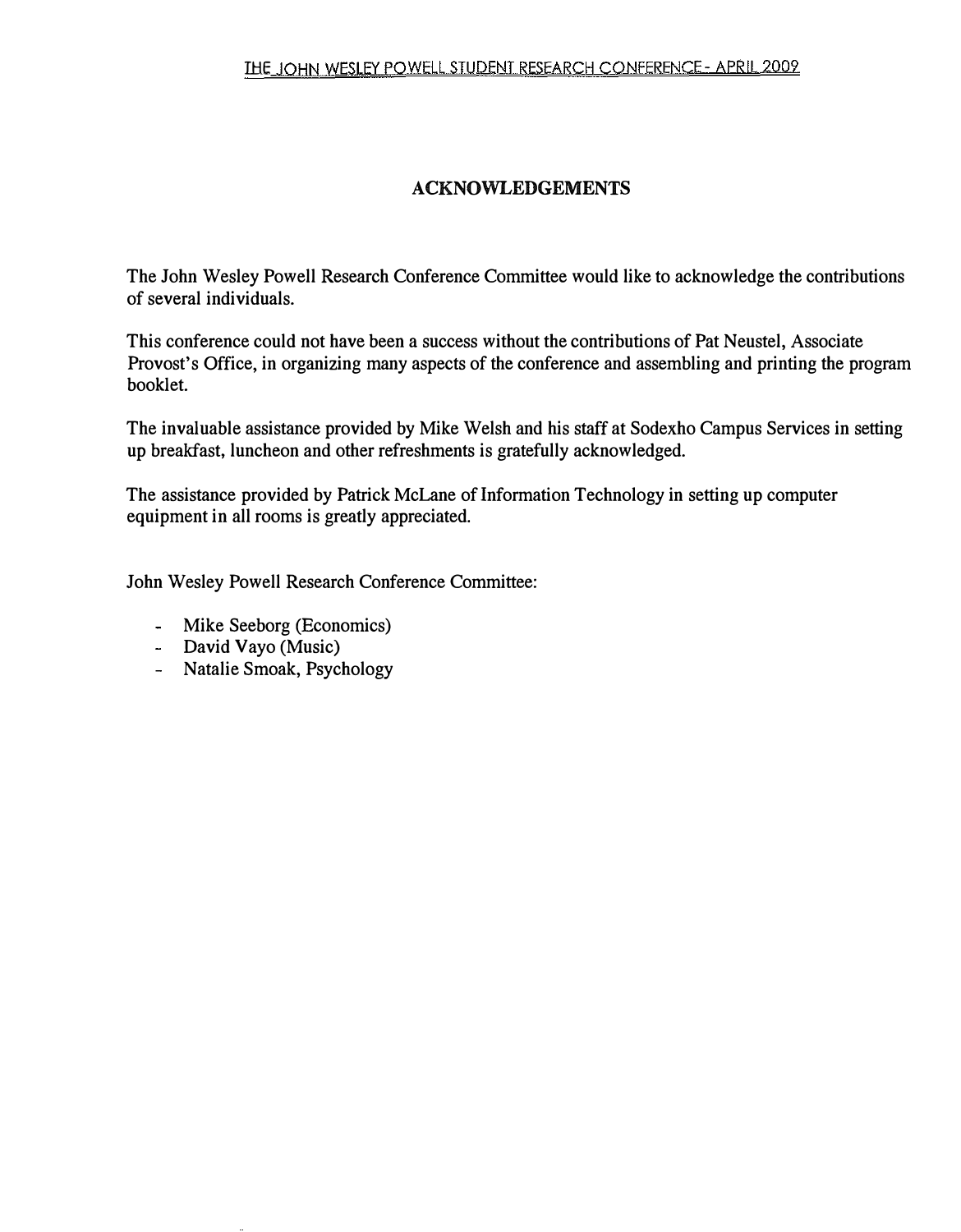## ACKNOWLEDGEMENTS

The John Wesley Powell Research Conference Committee would like to acknowledge the contributions of several individuals.

This conference could not have been a success without the contributions of Pat Neustel, Associate Provost's Office, in organizing many aspects of the conference and assembling and printing the program booklet.

The invaluable assistance provided by Mike Welsh and his staff at Sodexho Campus Services in setting up breakfast, luncheon and other refreshments is gratefully acknowledged.

The assistance provided by Patrick McLane of Information Technology in setting up computer equipment in all rooms is greatly appreciated.

John Wesley Powell Research Conference Committee:

- Mike Seeborg (Economics)
- David Vayo (Music)
- Natalie Smoak, Psychology